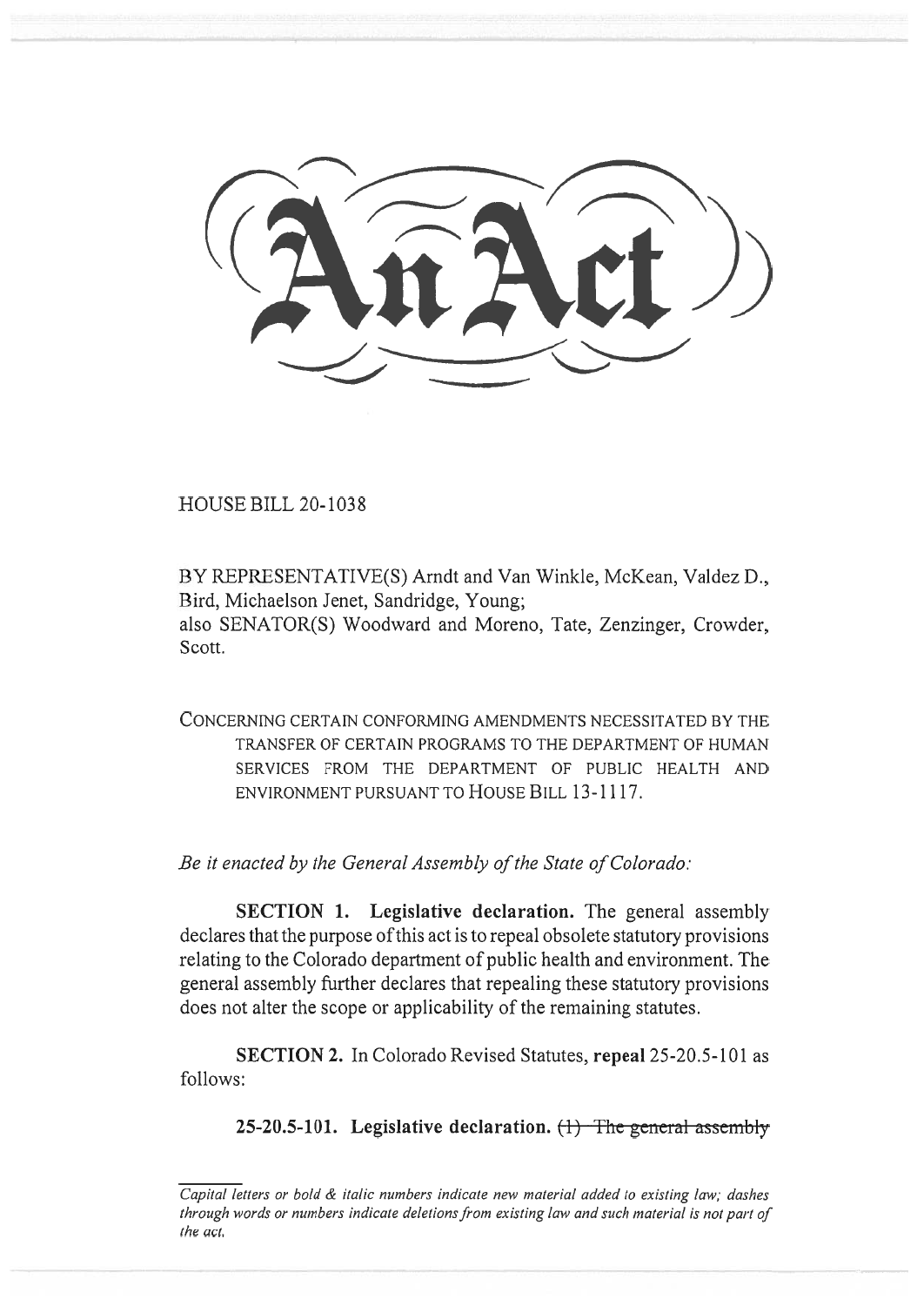# An Act

HOUSE BILL 20-1038

BY REPRESENTATIVE(S) Arndt and Van Winkle, McKean, Valdez D., Bird, Michaelson Jenet, Sandridge, Young;
also SENATOR(S) Woodward and Moreno, Tate, Zenzinger, Crowder, Scott.

CONCERNING CERTAIN CONFORMING AMENDMENTS NECESSITATED BY THE TRANSFER OF CERTAIN PROGRAMS TO THE DEPARTMENT OF HUMAN SERVICES FROM THE DEPARTMENT OF PUBLIC HEALTH AND ENVIRONMENT PURSUANT TO HOUSE BILL 13-1117.

*Be it enacted by the General Assembly of the State of Colorado:*

**SECTION 1. Legislative declaration.** The general assembly declares that the purpose of this act is to repeal obsolete statutory provisions relating to the Colorado department of public health and environment. The general assembly further declares that repealing these statutory provisions does not alter the scope or applicability of the remaining statutes.

**SECTION 2.** In Colorado Revised Statutes, **repeal** 25-20.5-101 as follows:

**25-20.5-101. Legislative declaration.** ~~(1) The general assembly~~

*Capital letters or bold & italic numbers indicate new material added to existing law; dashes through words or numbers indicate deletions from existing law and such material is not part of the act.*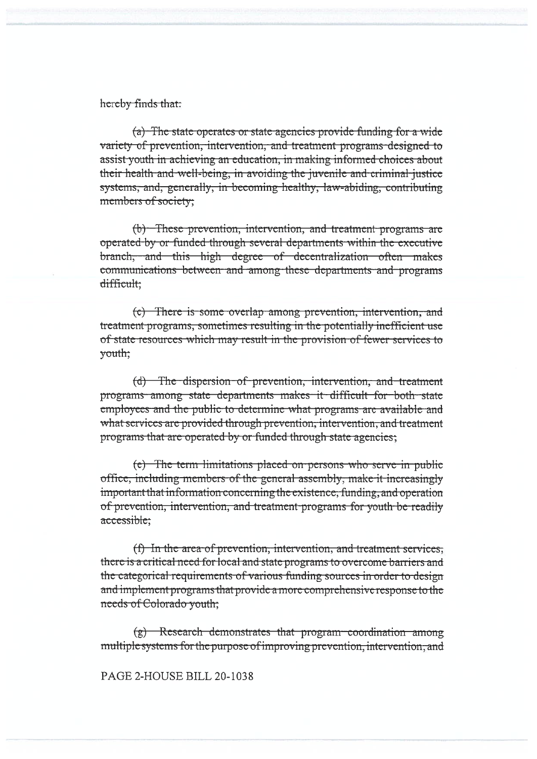~~hereby finds that:~~

~~(a) The state operates or state agencies provide funding for a wide variety of prevention, intervention, and treatment programs designed to assist youth in achieving an education, in making informed choices about their health and well-being, in avoiding the juvenile and criminal justice systems, and, generally, in becoming healthy, law-abiding, contributing members of society;~~

~~(b) These prevention, intervention, and treatment programs are operated by or funded through several departments within the executive branch, and this high degree of decentralization often makes communications between and among these departments and programs difficult;~~

~~(c) There is some overlap among prevention, intervention, and treatment programs, sometimes resulting in the potentially inefficient use of state resources which may result in the provision of fewer services to youth;~~

~~(d) The dispersion of prevention, intervention, and treatment programs among state departments makes it difficult for both state employees and the public to determine what programs are available and what services are provided through prevention, intervention, and treatment programs that are operated by or funded through state agencies;~~

~~(e) The term limitations placed on persons who serve in public office, including members of the general assembly, make it increasingly important that information concerning the existence, funding, and operation of prevention, intervention, and treatment programs for youth be readily accessible;~~

~~(f) In the area of prevention, intervention, and treatment services, there is a critical need for local and state programs to overcome barriers and the categorical requirements of various funding sources in order to design and implement programs that provide a more comprehensive response to the needs of Colorado youth;~~

~~(g) Research demonstrates that program coordination among multiple systems for the purpose of improving prevention, intervention, and~~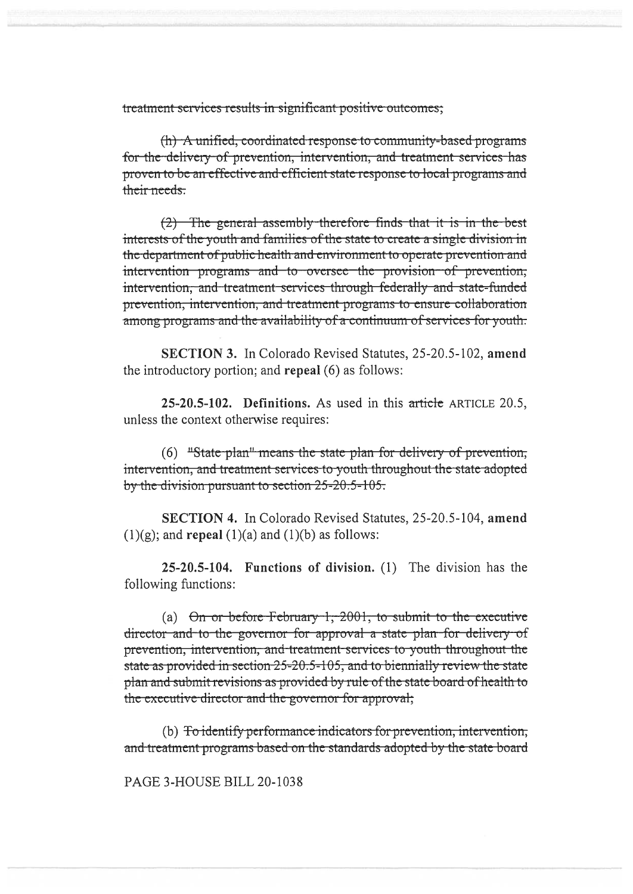~~treatment services results in significant positive outcomes;~~

~~(h) A unified, coordinated response to community-based programs for the delivery of prevention, intervention, and treatment services has proven to be an effective and efficient state response to local programs and their needs.~~

~~(2) The general assembly therefore finds that it is in the best interests of the youth and families of the state to create a single division in the department of public health and environment to operate prevention and intervention programs and to oversee the provision of prevention, intervention, and treatment services through federally and state-funded prevention, intervention, and treatment programs to ensure collaboration among programs and the availability of a continuum of services for youth.~~

**SECTION 3.** In Colorado Revised Statutes, 25-20.5-102, **amend** the introductory portion; and **repeal** (6) as follows:

**25-20.5-102. Definitions.** As used in this ~~article~~ ARTICLE 20.5, unless the context otherwise requires:

(6) ~~"State plan" means the state plan for delivery of prevention, intervention, and treatment services to youth throughout the state adopted by the division pursuant to section 25-20.5-105.~~

**SECTION 4.** In Colorado Revised Statutes, 25-20.5-104, **amend** (1)(g); and **repeal** (1)(a) and (1)(b) as follows:

**25-20.5-104. Functions of division.** (1) The division has the following functions:

(a) ~~On or before February 1, 2001, to submit to the executive director and to the governor for approval a state plan for delivery of prevention, intervention, and treatment services to youth throughout the state as provided in section 25-20.5-105, and to biennially review the state plan and submit revisions as provided by rule of the state board of health to the executive director and the governor for approval;~~

(b) ~~To identify performance indicators for prevention, intervention, and treatment programs based on the standards adopted by the state board~~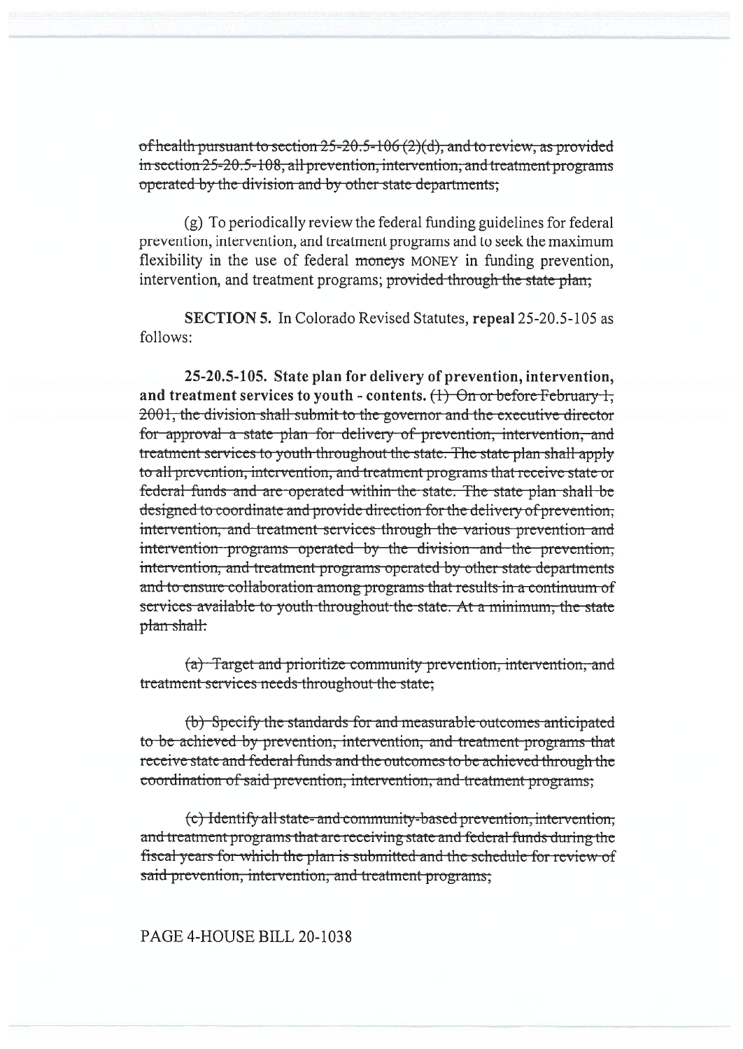~~of health pursuant to section 25-20.5-106 (2)(d), and to review, as provided in section 25-20.5-108, all prevention, intervention, and treatment programs operated by the division and by other state departments;~~

(g) To periodically review the federal funding guidelines for federal prevention, intervention, and treatment programs and to seek the maximum flexibility in the use of federal ~~moneys~~ MONEY in funding prevention, intervention, and treatment programs; ~~provided through the state plan;~~

**SECTION 5.** In Colorado Revised Statutes, **repeal** 25-20.5-105 as follows:

**25-20.5-105. State plan for delivery of prevention, intervention, and treatment services to youth - contents.** ~~(1) On or before February 1, 2001, the division shall submit to the governor and the executive director for approval a state plan for delivery of prevention, intervention, and treatment services to youth throughout the state. The state plan shall apply to all prevention, intervention, and treatment programs that receive state or federal funds and are operated within the state. The state plan shall be designed to coordinate and provide direction for the delivery of prevention, intervention, and treatment services through the various prevention and intervention programs operated by the division and the prevention, intervention, and treatment programs operated by other state departments and to ensure collaboration among programs that results in a continuum of services available to youth throughout the state. At a minimum, the state plan shall:~~

~~(a) Target and prioritize community prevention, intervention, and treatment services needs throughout the state;~~

~~(b) Specify the standards for and measurable outcomes anticipated to be achieved by prevention, intervention, and treatment programs that receive state and federal funds and the outcomes to be achieved through the coordination of said prevention, intervention, and treatment programs;~~

~~(c) Identify all state- and community-based prevention, intervention, and treatment programs that are receiving state and federal funds during the fiscal years for which the plan is submitted and the schedule for review of said prevention, intervention, and treatment programs;~~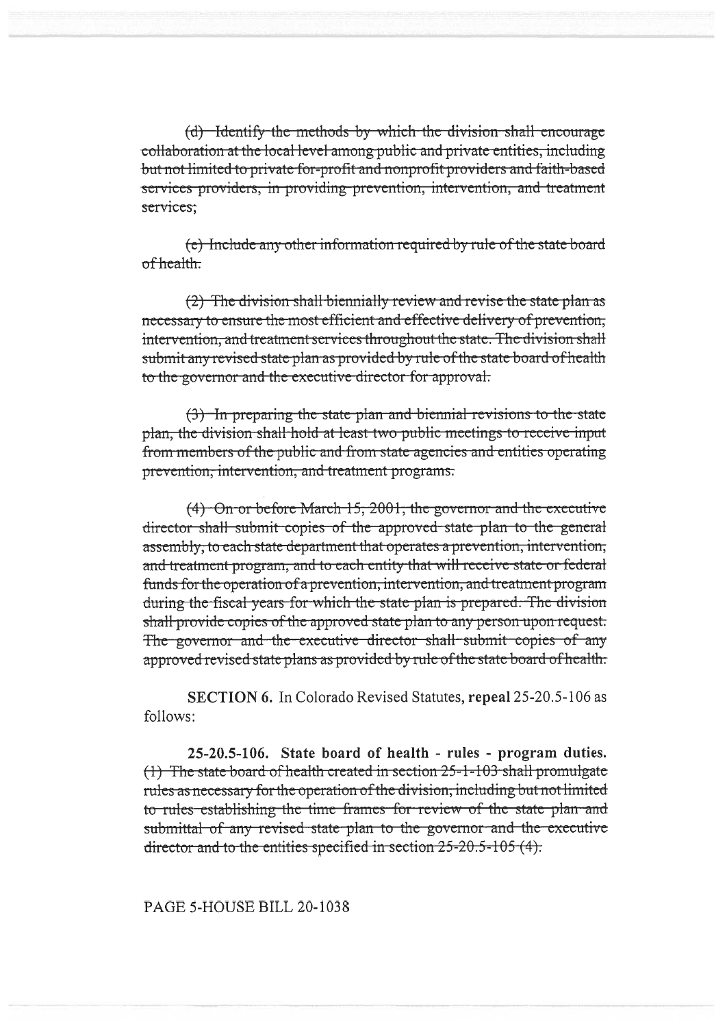~~(d) Identify the methods by which the division shall encourage collaboration at the local level among public and private entities, including but not limited to private for-profit and nonprofit providers and faith-based services providers, in providing prevention, intervention, and treatment services;~~

~~(e) Include any other information required by rule of the state board of health.~~

~~(2) The division shall biennially review and revise the state plan as necessary to ensure the most efficient and effective delivery of prevention, intervention, and treatment services throughout the state. The division shall submit any revised state plan as provided by rule of the state board of health to the governor and the executive director for approval.~~

~~(3) In preparing the state plan and biennial revisions to the state plan, the division shall hold at least two public meetings to receive input from members of the public and from state agencies and entities operating prevention, intervention, and treatment programs.~~

~~(4) On or before March 15, 2001, the governor and the executive director shall submit copies of the approved state plan to the general assembly, to each state department that operates a prevention, intervention, and treatment program, and to each entity that will receive state or federal funds for the operation of a prevention, intervention, and treatment program during the fiscal years for which the state plan is prepared. The division shall provide copies of the approved state plan to any person upon request. The governor and the executive director shall submit copies of any approved revised state plans as provided by rule of the state board of health.~~

**SECTION 6.** In Colorado Revised Statutes, **repeal** 25-20.5-106 as follows:

**25-20.5-106. State board of health - rules - program duties.** ~~(1) The state board of health created in section 25-1-103 shall promulgate rules as necessary for the operation of the division, including but not limited to rules establishing the time frames for review of the state plan and submittal of any revised state plan to the governor and the executive director and to the entities specified in section 25-20.5-105 (4).~~

PAGE 5-HOUSE BILL 20-1038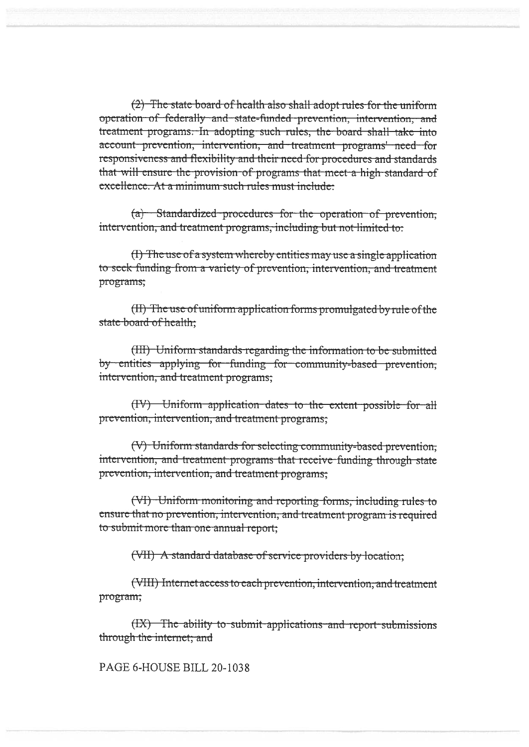~~(2) The state board of health also shall adopt rules for the uniform operation of federally and state-funded prevention, intervention, and treatment programs. In adopting such rules, the board shall take into account prevention, intervention, and treatment programs' need for responsiveness and flexibility and their need for procedures and standards that will ensure the provision of programs that meet a high standard of excellence. At a minimum such rules must include:~~

~~(a) Standardized procedures for the operation of prevention, intervention, and treatment programs, including but not limited to:~~

~~(I) The use of a system whereby entities may use a single application to seek funding from a variety of prevention, intervention, and treatment programs;~~

~~(II) The use of uniform application forms promulgated by rule of the state board of health;~~

~~(III) Uniform standards regarding the information to be submitted by entities applying for funding for community-based prevention, intervention, and treatment programs;~~

~~(IV) Uniform application dates to the extent possible for all prevention, intervention, and treatment programs;~~

~~(V) Uniform standards for selecting community-based prevention, intervention, and treatment programs that receive funding through state prevention, intervention, and treatment programs;~~

~~(VI) Uniform monitoring and reporting forms, including rules to ensure that no prevention, intervention, and treatment program is required to submit more than one annual report;~~

~~(VII) A standard database of service providers by location;~~

~~(VIII) Internet access to each prevention, intervention, and treatment program;~~

~~(IX) The ability to submit applications and report submissions through the internet; and~~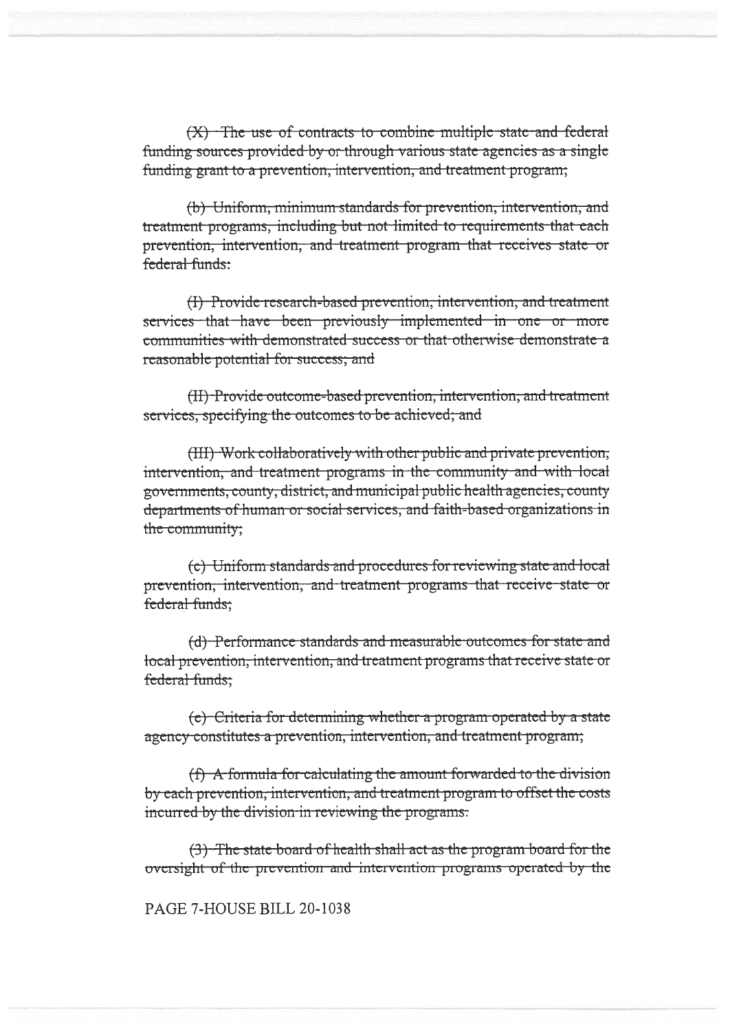~~(X) The use of contracts to combine multiple state and federal funding sources provided by or through various state agencies as a single funding grant to a prevention, intervention, and treatment program;~~

~~(b) Uniform, minimum standards for prevention, intervention, and treatment programs, including but not limited to requirements that each prevention, intervention, and treatment program that receives state or federal funds:~~

~~(I) Provide research-based prevention, intervention, and treatment services that have been previously implemented in one or more communities with demonstrated success or that otherwise demonstrate a reasonable potential for success; and~~

~~(II) Provide outcome-based prevention, intervention, and treatment services, specifying the outcomes to be achieved; and~~

~~(III) Work collaboratively with other public and private prevention, intervention, and treatment programs in the community and with local governments, county, district, and municipal public health agencies, county departments of human or social services, and faith-based organizations in the community;~~

~~(c) Uniform standards and procedures for reviewing state and local prevention, intervention, and treatment programs that receive state or federal funds;~~

~~(d) Performance standards and measurable outcomes for state and local prevention, intervention, and treatment programs that receive state or federal funds;~~

~~(e) Criteria for determining whether a program operated by a state agency constitutes a prevention, intervention, and treatment program;~~

~~(f) A formula for calculating the amount forwarded to the division by each prevention, intervention, and treatment program to offset the costs incurred by the division in reviewing the programs.~~

~~(3) The state board of health shall act as the program board for the oversight of the prevention and intervention programs operated by the~~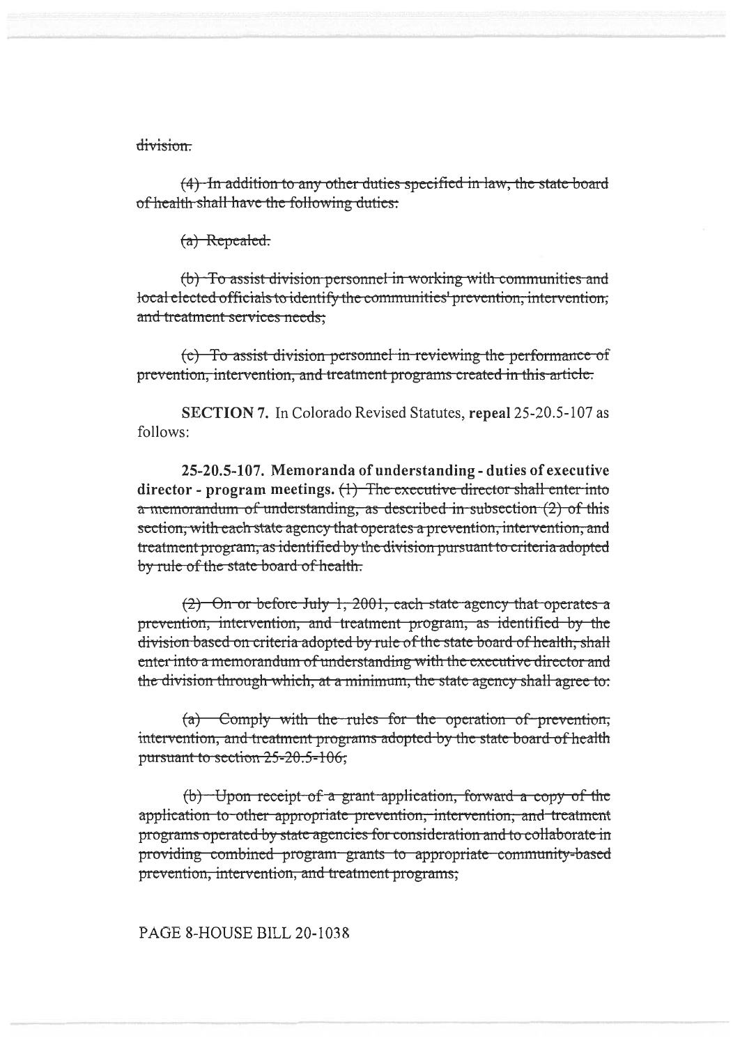~~division.~~

~~(4) In addition to any other duties specified in law, the state board of health shall have the following duties:~~

~~(a) Repealed.~~

~~(b) To assist division personnel in working with communities and local elected officials to identify the communities' prevention, intervention, and treatment services needs;~~

~~(c) To assist division personnel in reviewing the performance of prevention, intervention, and treatment programs created in this article.~~

**SECTION 7.** In Colorado Revised Statutes, **repeal** 25-20.5-107 as follows:

**25-20.5-107. Memoranda of understanding - duties of executive director - program meetings.** ~~(1) The executive director shall enter into a memorandum of understanding, as described in subsection (2) of this section, with each state agency that operates a prevention, intervention, and treatment program, as identified by the division pursuant to criteria adopted by rule of the state board of health.~~

~~(2) On or before July 1, 2001, each state agency that operates a prevention, intervention, and treatment program, as identified by the division based on criteria adopted by rule of the state board of health, shall enter into a memorandum of understanding with the executive director and the division through which, at a minimum, the state agency shall agree to:~~

~~(a) Comply with the rules for the operation of prevention, intervention, and treatment programs adopted by the state board of health pursuant to section 25-20.5-106;~~

~~(b) Upon receipt of a grant application, forward a copy of the application to other appropriate prevention, intervention, and treatment programs operated by state agencies for consideration and to collaborate in providing combined program grants to appropriate community-based prevention, intervention, and treatment programs;~~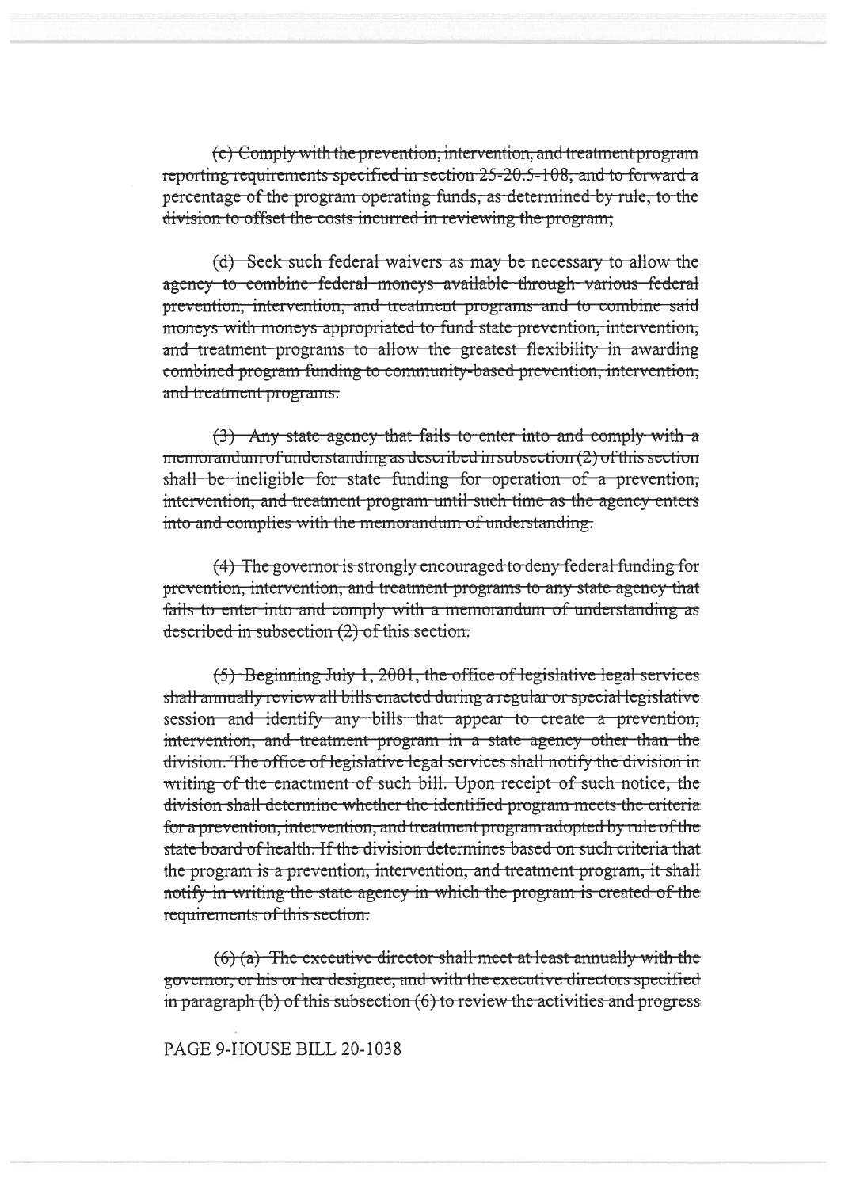~~(c) Comply with the prevention, intervention, and treatment program reporting requirements specified in section 25-20.5-108, and to forward a percentage of the program operating funds, as determined by rule, to the division to offset the costs incurred in reviewing the program;~~

~~(d) Seek such federal waivers as may be necessary to allow the agency to combine federal moneys available through various federal prevention, intervention, and treatment programs and to combine said moneys with moneys appropriated to fund state prevention, intervention, and treatment programs to allow the greatest flexibility in awarding combined program funding to community-based prevention, intervention, and treatment programs.~~

~~(3) Any state agency that fails to enter into and comply with a memorandum of understanding as described in subsection (2) of this section shall be ineligible for state funding for operation of a prevention, intervention, and treatment program until such time as the agency enters into and complies with the memorandum of understanding.~~

~~(4) The governor is strongly encouraged to deny federal funding for prevention, intervention, and treatment programs to any state agency that fails to enter into and comply with a memorandum of understanding as described in subsection (2) of this section.~~

~~(5) Beginning July 1, 2001, the office of legislative legal services shall annually review all bills enacted during a regular or special legislative session and identify any bills that appear to create a prevention, intervention, and treatment program in a state agency other than the division. The office of legislative legal services shall notify the division in writing of the enactment of such bill. Upon receipt of such notice, the division shall determine whether the identified program meets the criteria for a prevention, intervention, and treatment program adopted by rule of the state board of health. If the division determines based on such criteria that the program is a prevention, intervention, and treatment program, it shall notify in writing the state agency in which the program is created of the requirements of this section.~~

~~(6) (a) The executive director shall meet at least annually with the governor, or his or her designee, and with the executive directors specified in paragraph (b) of this subsection (6) to review the activities and progress~~

PAGE 9-HOUSE BILL 20-1038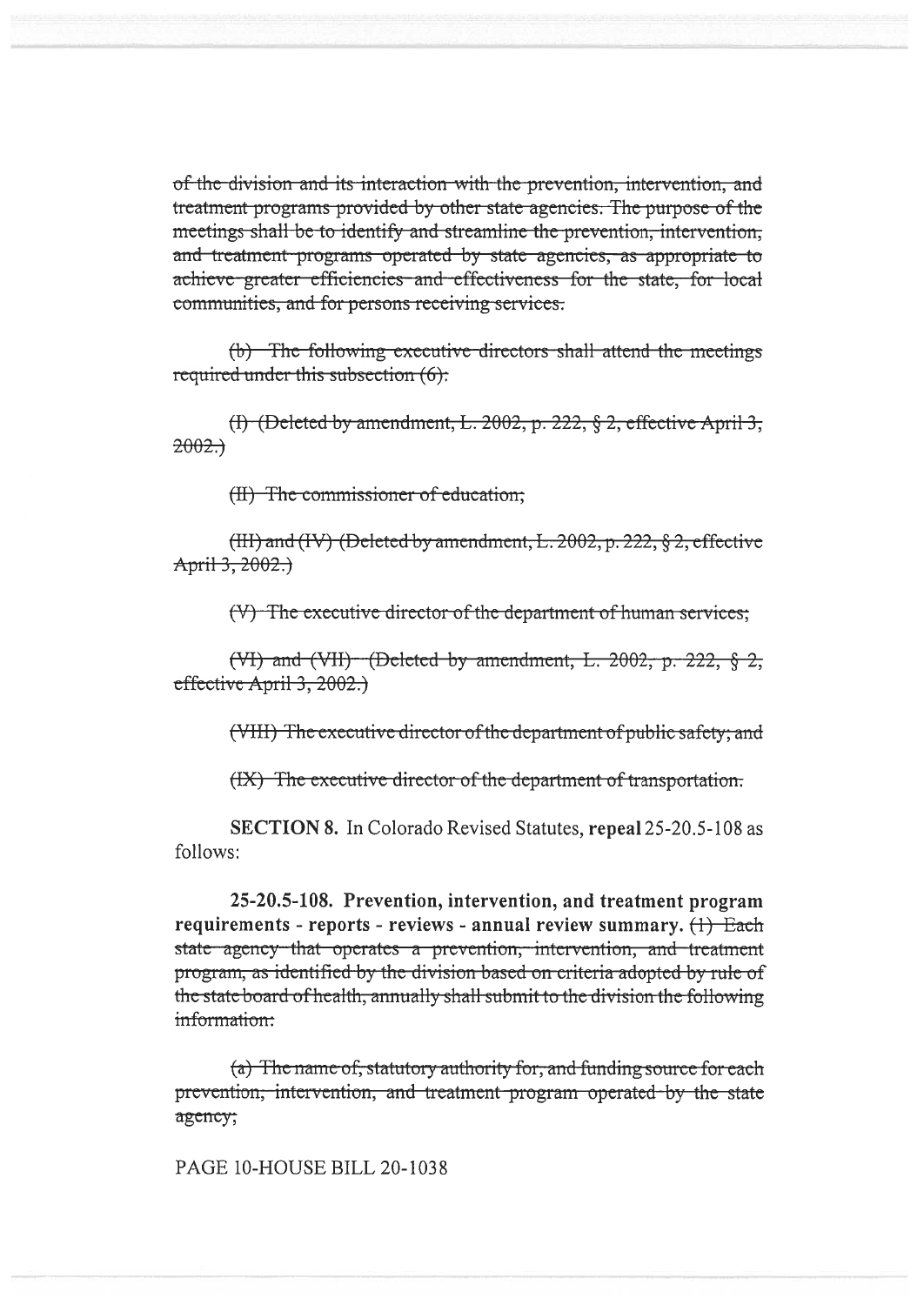~~of the division and its interaction with the prevention, intervention, and treatment programs provided by other state agencies. The purpose of the meetings shall be to identify and streamline the prevention, intervention, and treatment programs operated by state agencies, as appropriate to achieve greater efficiencies and effectiveness for the state, for local communities, and for persons receiving services.~~

~~(b) The following executive directors shall attend the meetings required under this subsection (6):~~

~~(I) (Deleted by amendment, L. 2002, p. 222, § 2, effective April 3, 2002.)~~

~~(II) The commissioner of education;~~

~~(III) and (IV) (Deleted by amendment, L. 2002, p. 222, § 2, effective April 3, 2002.)~~

~~(V) The executive director of the department of human services;~~

~~(VI) and (VII) (Deleted by amendment, L. 2002, p. 222, § 2, effective April 3, 2002.)~~

~~(VIII) The executive director of the department of public safety; and~~

~~(IX) The executive director of the department of transportation.~~

**SECTION 8.** In Colorado Revised Statutes, **repeal** 25-20.5-108 as follows:

**25-20.5-108. Prevention, intervention, and treatment program requirements - reports - reviews - annual review summary.** ~~(1) Each state agency that operates a prevention, intervention, and treatment program, as identified by the division based on criteria adopted by rule of the state board of health, annually shall submit to the division the following information:~~

~~(a) The name of, statutory authority for, and funding source for each prevention, intervention, and treatment program operated by the state agency;~~

PAGE 10-HOUSE BILL 20-1038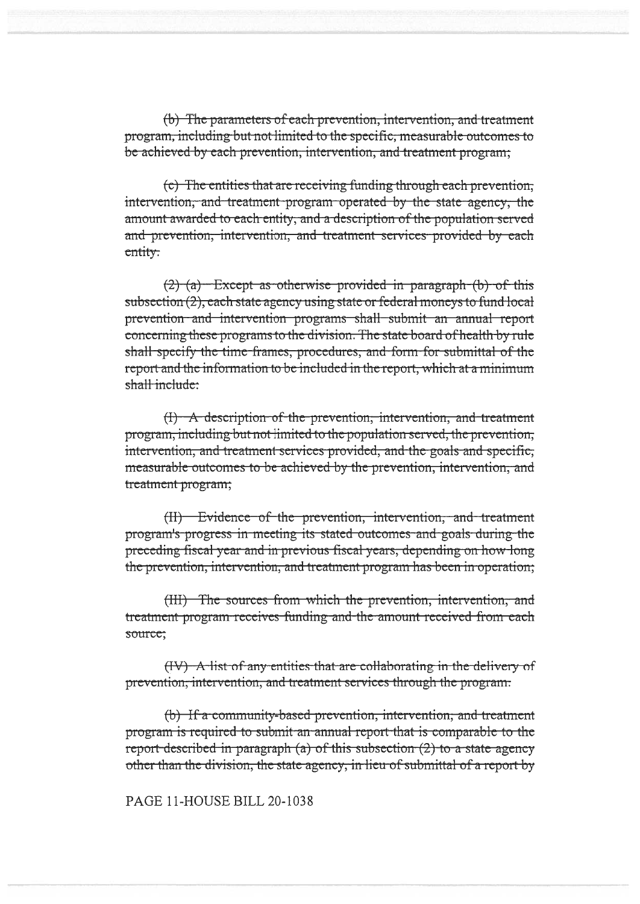(b) The parameters of each prevention, intervention, and treatment program, including but not limited to the specific, measurable outcomes to be achieved by each prevention, intervention, and treatment program;

(c) The entities that are receiving funding through each prevention, intervention, and treatment program operated by the state agency, the amount awarded to each entity, and a description of the population served and prevention, intervention, and treatment services provided by each entity.

(2) (a) Except as otherwise provided in paragraph (b) of this subsection (2), each state agency using state or federal moneys to fund local prevention and intervention programs shall submit an annual report concerning these programs to the division. The state board of health by rule shall specify the time frames, procedures, and form for submittal of the report and the information to be included in the report, which at a minimum shall include:

(I) A description of the prevention, intervention, and treatment program, including but not limited to the population served, the prevention, intervention, and treatment services provided, and the goals and specific, measurable outcomes to be achieved by the prevention, intervention, and treatment program;

(II) Evidence of the prevention, intervention, and treatment program's progress in meeting its stated outcomes and goals during the preceding fiscal year and in previous fiscal years, depending on how long the prevention, intervention, and treatment program has been in operation;

(III) The sources from which the prevention, intervention, and treatment program receives funding and the amount received from each source;

(IV) A list of any entities that are collaborating in the delivery of prevention, intervention, and treatment services through the program.

(b) If a community-based prevention, intervention, and treatment program is required to submit an annual report that is comparable to the report described in paragraph (a) of this subsection (2) to a state agency other than the division, the state agency, in lieu of submittal of a report by

PAGE 11-HOUSE BILL 20-1038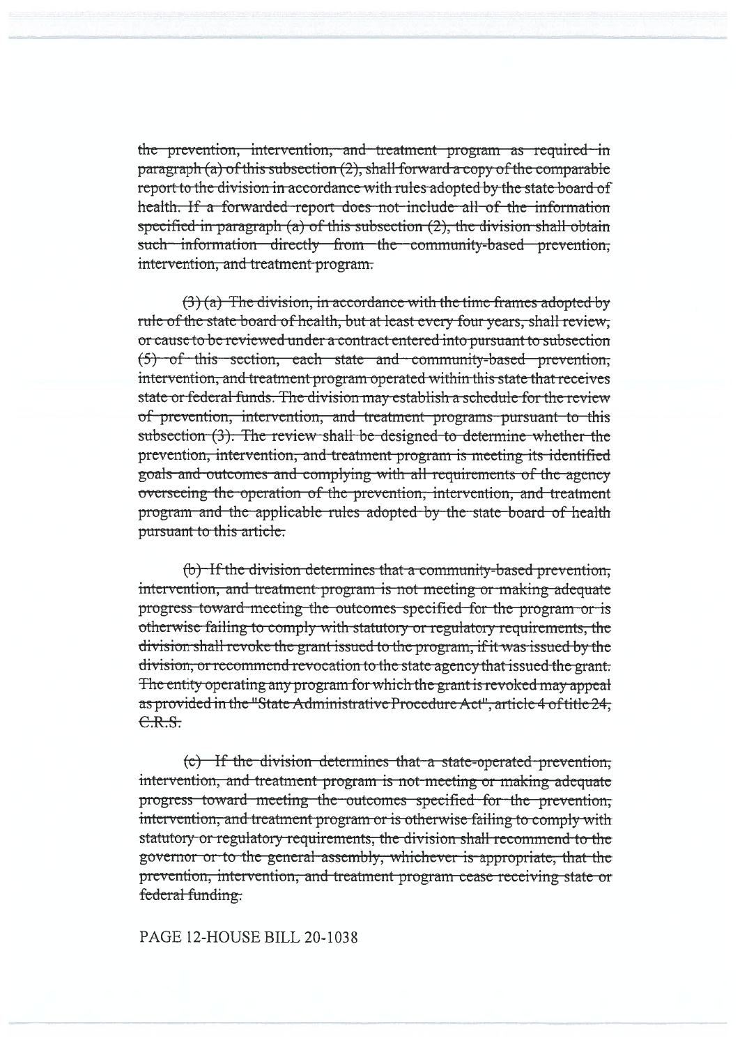~~the prevention, intervention, and treatment program as required in paragraph (a) of this subsection (2), shall forward a copy of the comparable report to the division in accordance with rules adopted by the state board of health. If a forwarded report does not include all of the information specified in paragraph (a) of this subsection (2), the division shall obtain such information directly from the community-based prevention, intervention, and treatment program.~~

~~(3) (a) The division, in accordance with the time frames adopted by rule of the state board of health, but at least every four years, shall review, or cause to be reviewed under a contract entered into pursuant to subsection (5) of this section, each state and community-based prevention, intervention, and treatment program operated within this state that receives state or federal funds. The division may establish a schedule for the review of prevention, intervention, and treatment programs pursuant to this subsection (3). The review shall be designed to determine whether the prevention, intervention, and treatment program is meeting its identified goals and outcomes and complying with all requirements of the agency overseeing the operation of the prevention, intervention, and treatment program and the applicable rules adopted by the state board of health pursuant to this article.~~

~~(b) If the division determines that a community-based prevention, intervention, and treatment program is not meeting or making adequate progress toward meeting the outcomes specified for the program or is otherwise failing to comply with statutory or regulatory requirements, the division shall revoke the grant issued to the program, if it was issued by the division, or recommend revocation to the state agency that issued the grant. The entity operating any program for which the grant is revoked may appeal as provided in the "State Administrative Procedure Act", article 4 of title 24, C.R.S.~~

~~(c) If the division determines that a state-operated prevention, intervention, and treatment program is not meeting or making adequate progress toward meeting the outcomes specified for the prevention, intervention, and treatment program or is otherwise failing to comply with statutory or regulatory requirements, the division shall recommend to the governor or to the general assembly, whichever is appropriate, that the prevention, intervention, and treatment program cease receiving state or federal funding.~~

PAGE 12-HOUSE BILL 20-1038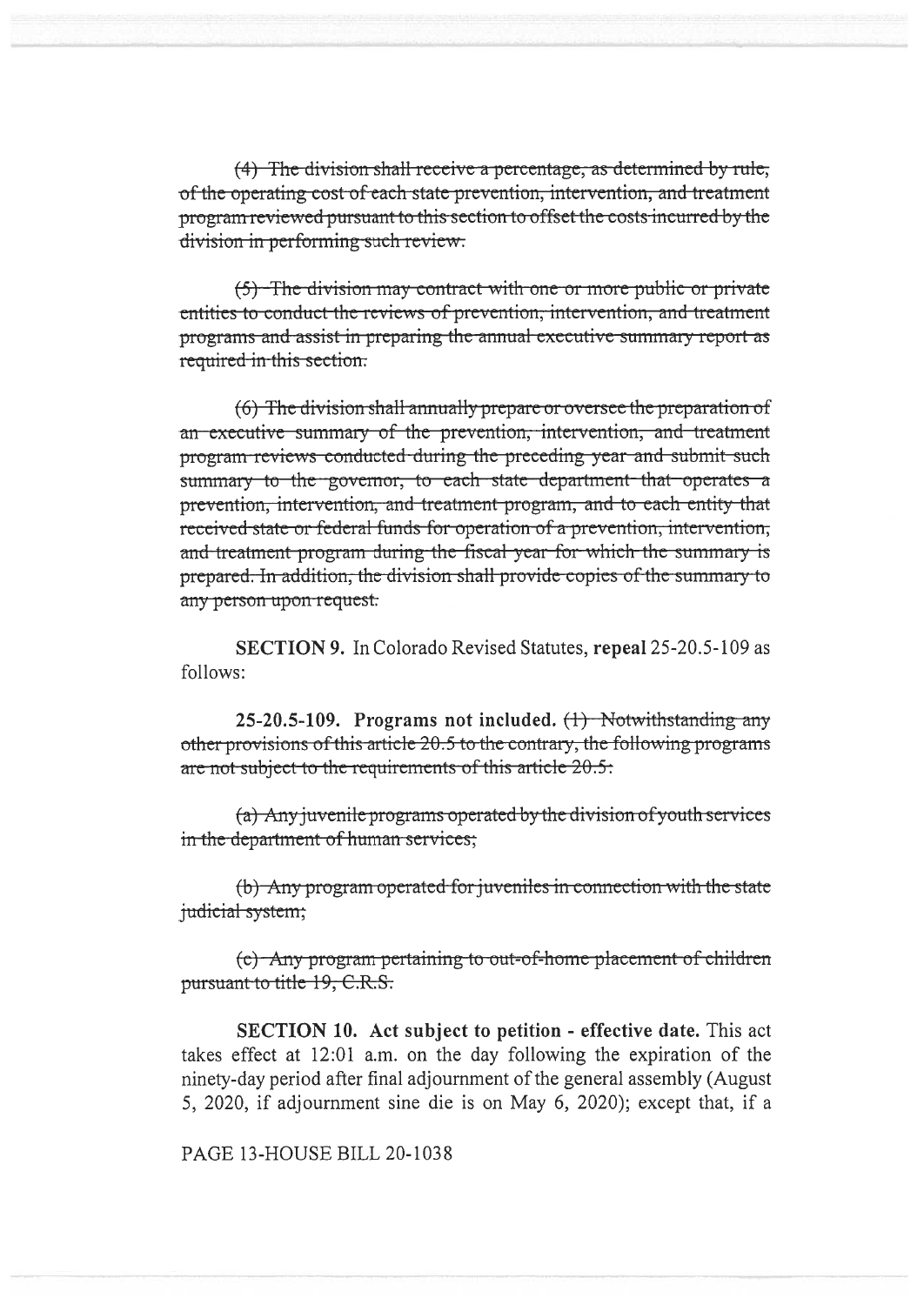~~(4) The division shall receive a percentage, as determined by rule, of the operating cost of each state prevention, intervention, and treatment program reviewed pursuant to this section to offset the costs incurred by the division in performing such review.~~

~~(5) The division may contract with one or more public or private entities to conduct the reviews of prevention, intervention, and treatment programs and assist in preparing the annual executive summary report as required in this section.~~

~~(6) The division shall annually prepare or oversee the preparation of an executive summary of the prevention, intervention, and treatment program reviews conducted during the preceding year and submit such summary to the governor, to each state department that operates a prevention, intervention, and treatment program, and to each entity that received state or federal funds for operation of a prevention, intervention, and treatment program during the fiscal year for which the summary is prepared. In addition, the division shall provide copies of the summary to any person upon request.~~

**SECTION 9.** In Colorado Revised Statutes, **repeal** 25-20.5-109 as follows:

**25-20.5-109. Programs not included.** ~~(1) Notwithstanding any other provisions of this article 20.5 to the contrary, the following programs are not subject to the requirements of this article 20.5:~~

~~(a) Any juvenile programs operated by the division of youth services in the department of human services;~~

~~(b) Any program operated for juveniles in connection with the state judicial system;~~

~~(c) Any program pertaining to out-of-home placement of children pursuant to title 19, C.R.S.~~

**SECTION 10. Act subject to petition - effective date.** This act takes effect at 12:01 a.m. on the day following the expiration of the ninety-day period after final adjournment of the general assembly (August 5, 2020, if adjournment sine die is on May 6, 2020); except that, if a

PAGE 13-HOUSE BILL 20-1038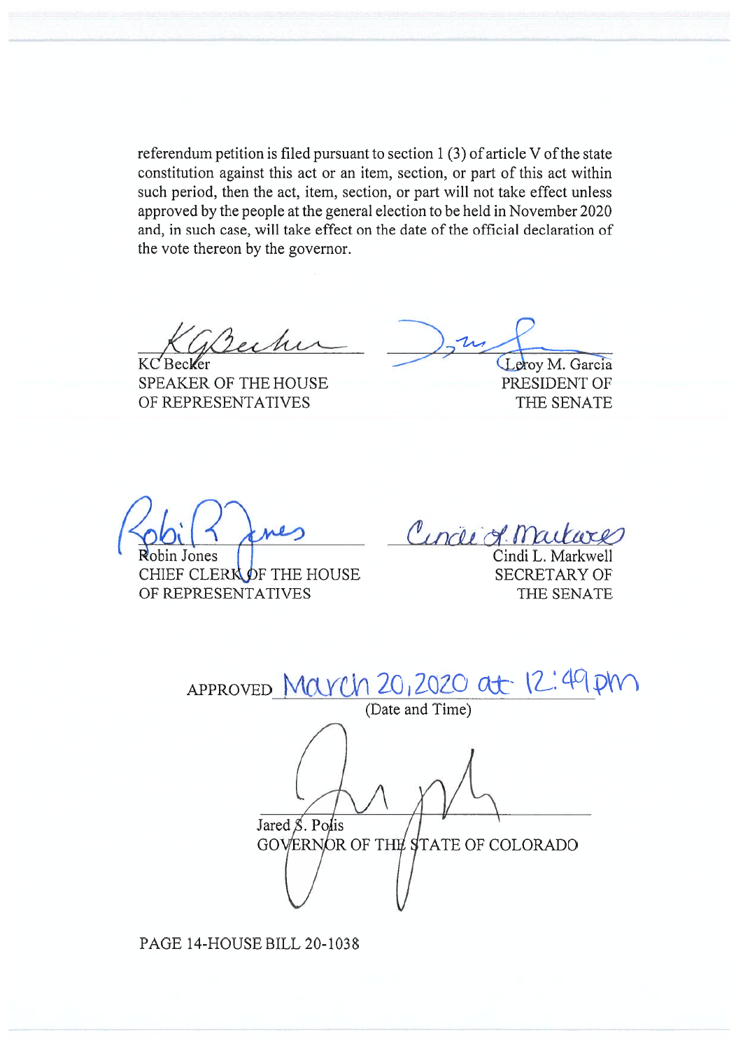referendum petition is filed pursuant to section 1 (3) of article V of the state constitution against this act or an item, section, or part of this act within such period, then the act, item, section, or part will not take effect unless approved by the people at the general election to be held in November 2020 and, in such case, will take effect on the date of the official declaration of the vote thereon by the governor.

KC Becker
SPEAKER OF THE HOUSE
OF REPRESENTATIVES

Leroy M. Garcia
PRESIDENT OF
THE SENATE

Robin Jones
CHIEF CLERK OF THE HOUSE
OF REPRESENTATIVES

Cindi L. Markwell
SECRETARY OF
THE SENATE

APPROVED March 20, 2020 at 12:49 pm
(Date and Time)

Jared S. Polis
GOVERNOR OF THE STATE OF COLORADO

PAGE 14-HOUSE BILL 20-1038